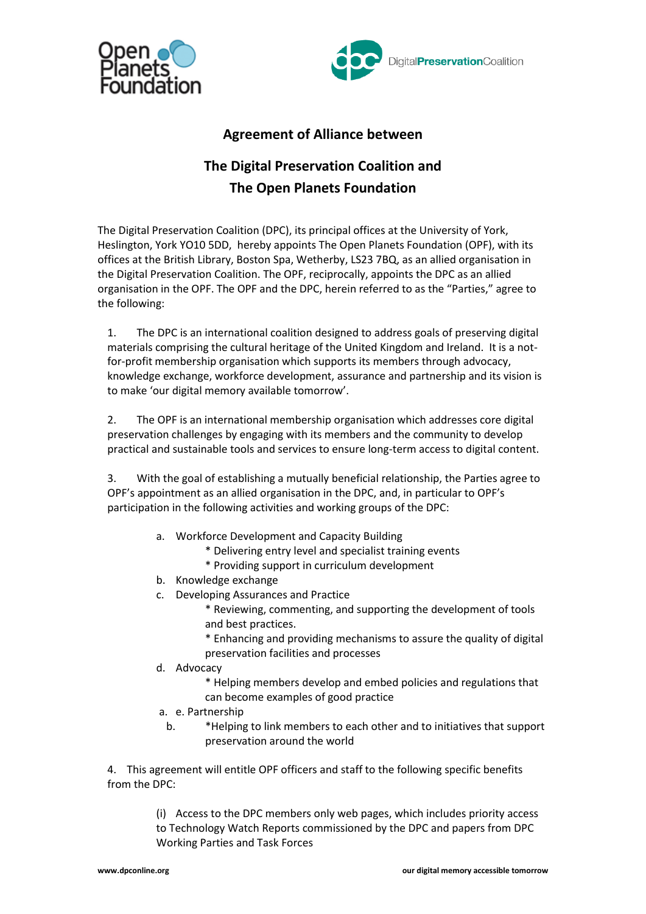# Agreement of Alliance between

## The Digital Preservation Coalition and The Open Planets Foundation

The Digital Preservation Coalition (DPC), its principal offices at the University of York, Heslington, York YO10 5DD, hereby appoints The Open Planets Foundation (OPF), with its offices at the British Library, Boston Spa, Wetherby, LS23 7BQ, as an allied organisation in the Digital Preservation Coalition. The OPF, reciprocally, appoints the DPC as an allied organisation in the OPF. The OPF and the DPC, herein referred to as the "Parties," agree to the following:

1. The DPC is an international coalition designed to address goals of preserving digital materials comprising the cultural heritage of the United Kingdom and Ireland. It is a not-for-profit membership organisation which supports its members through advocacy, knowledge exchange, workforce development, assurance and partnership and its vision is to make 'our digital memory available tomorrow'.

2. The OPF is an international membership organisation which addresses core digital preservation challenges by engaging with its members and the community to develop practical and sustainable tools and services to ensure long-term access to digital content.

3. With the goal of establishing a mutually beneficial relationship, the Parties agree to OPF's appointment as an allied organisation in the DPC, and, in particular to OPF's participation in the following activities and working groups of the DPC:

   a. Workforce Development and Capacity Building
      * Delivering entry level and specialist training events
      * Providing support in curriculum development
   b. Knowledge exchange
   c. Developing Assurances and Practice
      * Reviewing, commenting, and supporting the development of tools and best practices.
      * Enhancing and providing mechanisms to assure the quality of digital preservation facilities and processes
   d. Advocacy
      * Helping members develop and embed policies and regulations that can become examples of good practice
   e. Partnership
      *Helping to link members to each other and to initiatives that support preservation around the world

4. This agreement will entitle OPF officers and staff to the following specific benefits from the DPC:

   (i) Access to the DPC members only web pages, which includes priority access to Technology Watch Reports commissioned by the DPC and papers from DPC Working Parties and Task Forces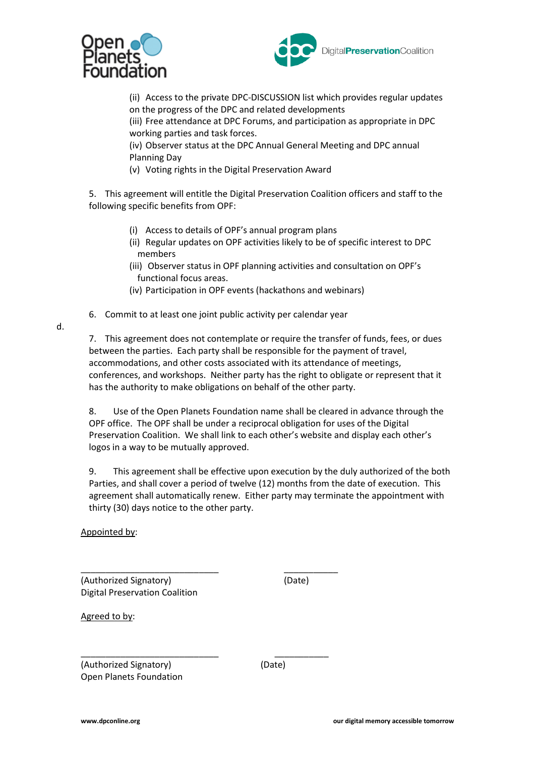(ii) Access to the private DPC-DISCUSSION list which provides regular updates on the progress of the DPC and related developments
(iii) Free attendance at DPC Forums, and participation as appropriate in DPC working parties and task forces.
(iv) Observer status at the DPC Annual General Meeting and DPC annual Planning Day
(v) Voting rights in the Digital Preservation Award

5. This agreement will entitle the Digital Preservation Coalition officers and staff to the following specific benefits from OPF:

(i) Access to details of OPF's annual program plans
(ii) Regular updates on OPF activities likely to be of specific interest to DPC members
(iii) Observer status in OPF planning activities and consultation on OPF's functional focus areas.
(iv) Participation in OPF events (hackathons and webinars)

6. Commit to at least one joint public activity per calendar year

d.

7. This agreement does not contemplate or require the transfer of funds, fees, or dues between the parties. Each party shall be responsible for the payment of travel, accommodations, and other costs associated with its attendance of meetings, conferences, and workshops. Neither party has the right to obligate or represent that it has the authority to make obligations on behalf of the other party.

8. Use of the Open Planets Foundation name shall be cleared in advance through the OPF office. The OPF shall be under a reciprocal obligation for uses of the Digital Preservation Coalition. We shall link to each other's website and display each other's logos in a way to be mutually approved.

9. This agreement shall be effective upon execution by the duly authorized of the both Parties, and shall cover a period of twelve (12) months from the date of execution. This agreement shall automatically renew. Either party may terminate the appointment with thirty (30) days notice to the other party.

Appointed by:

\_\_\_\_\_\_\_\_\_\_\_\_\_\_\_\_\_\_\_\_\_\_\_\_\_\_\_\_\_\_ \_\_\_\_\_\_\_\_\_\_\_\_

(Authorized Signatory) (Date)
Digital Preservation Coalition

Agreed to by:

\_\_\_\_\_\_\_\_\_\_\_\_\_\_\_\_\_\_\_\_\_\_\_\_\_\_\_\_\_\_ \_\_\_\_\_\_\_\_\_\_\_\_

(Authorized Signatory) (Date)
Open Planets Foundation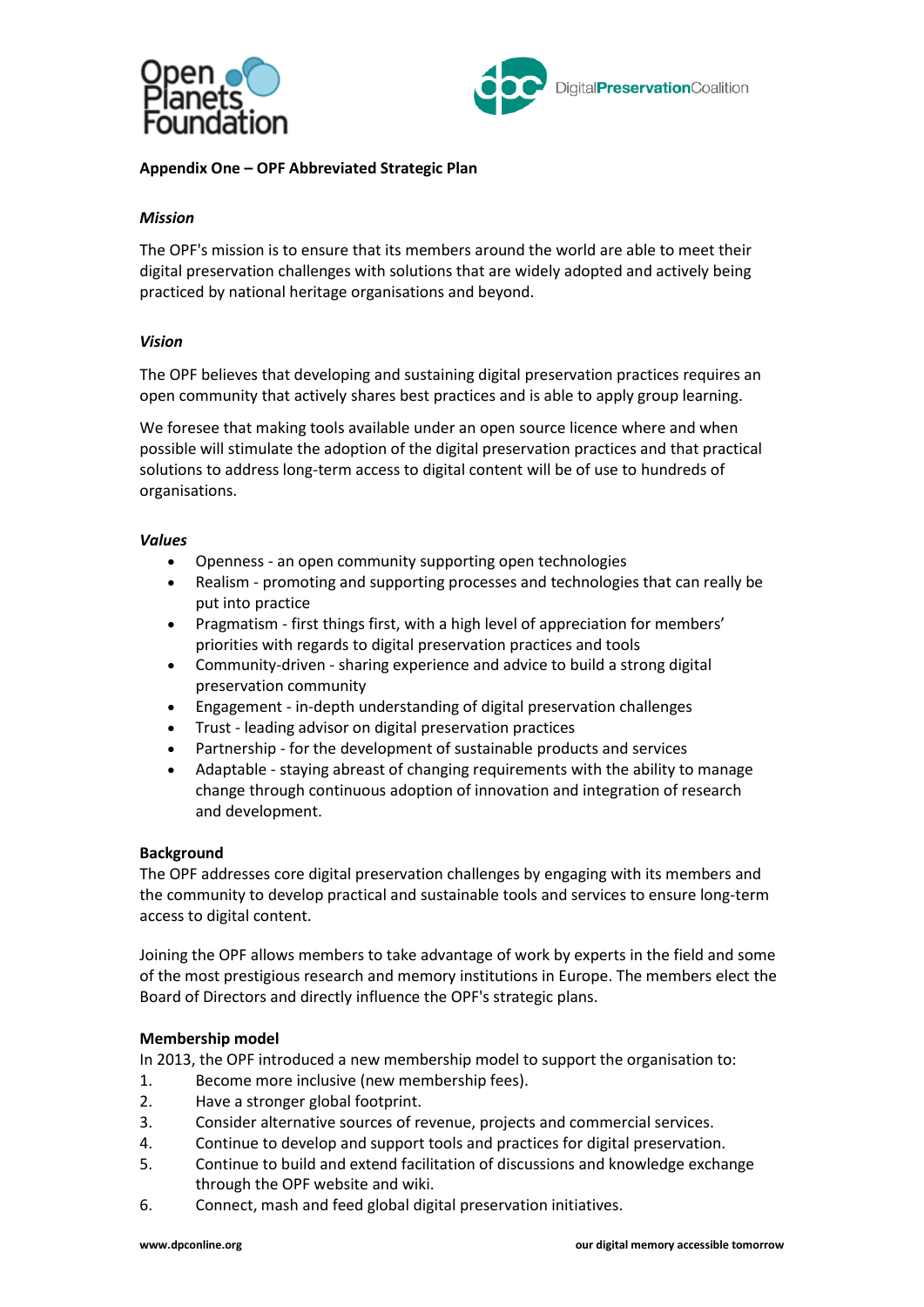**Appendix One – OPF Abbreviated Strategic Plan**

***Mission***

The OPF's mission is to ensure that its members around the world are able to meet their digital preservation challenges with solutions that are widely adopted and actively being practiced by national heritage organisations and beyond.

***Vision***

The OPF believes that developing and sustaining digital preservation practices requires an open community that actively shares best practices and is able to apply group learning.

We foresee that making tools available under an open source licence where and when possible will stimulate the adoption of the digital preservation practices and that practical solutions to address long-term access to digital content will be of use to hundreds of organisations.

***Values***

- Openness - an open community supporting open technologies
- Realism - promoting and supporting processes and technologies that can really be put into practice
- Pragmatism - first things first, with a high level of appreciation for members' priorities with regards to digital preservation practices and tools
- Community-driven - sharing experience and advice to build a strong digital preservation community
- Engagement - in-depth understanding of digital preservation challenges
- Trust - leading advisor on digital preservation practices
- Partnership - for the development of sustainable products and services
- Adaptable - staying abreast of changing requirements with the ability to manage change through continuous adoption of innovation and integration of research and development.

**Background**

The OPF addresses core digital preservation challenges by engaging with its members and the community to develop practical and sustainable tools and services to ensure long-term access to digital content.

Joining the OPF allows members to take advantage of work by experts in the field and some of the most prestigious research and memory institutions in Europe. The members elect the Board of Directors and directly influence the OPF's strategic plans.

**Membership model**

In 2013, the OPF introduced a new membership model to support the organisation to:

1. Become more inclusive (new membership fees).
2. Have a stronger global footprint.
3. Consider alternative sources of revenue, projects and commercial services.
4. Continue to develop and support tools and practices for digital preservation.
5. Continue to build and extend facilitation of discussions and knowledge exchange through the OPF website and wiki.
6. Connect, mash and feed global digital preservation initiatives.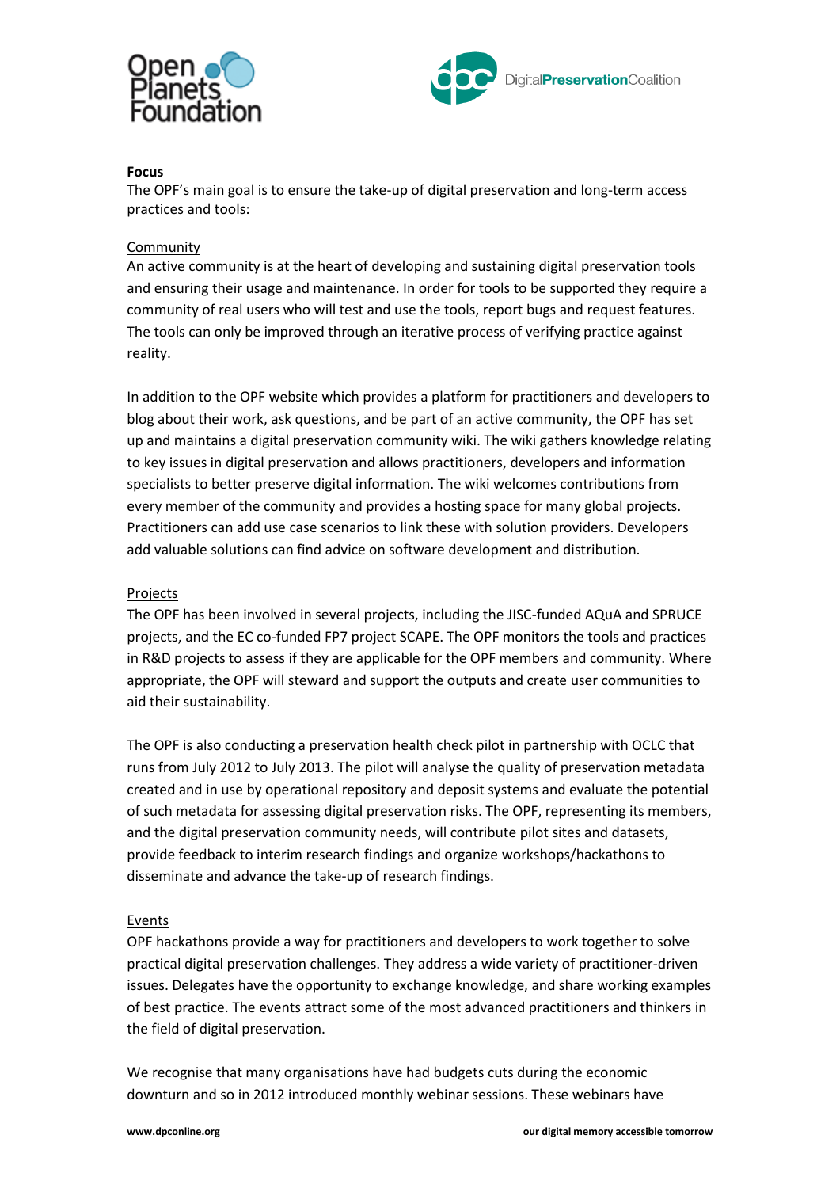**Focus**

The OPF's main goal is to ensure the take-up of digital preservation and long-term access practices and tools:

Community

An active community is at the heart of developing and sustaining digital preservation tools and ensuring their usage and maintenance. In order for tools to be supported they require a community of real users who will test and use the tools, report bugs and request features. The tools can only be improved through an iterative process of verifying practice against reality.

In addition to the OPF website which provides a platform for practitioners and developers to blog about their work, ask questions, and be part of an active community, the OPF has set up and maintains a digital preservation community wiki. The wiki gathers knowledge relating to key issues in digital preservation and allows practitioners, developers and information specialists to better preserve digital information. The wiki welcomes contributions from every member of the community and provides a hosting space for many global projects. Practitioners can add use case scenarios to link these with solution providers. Developers add valuable solutions can find advice on software development and distribution.

Projects

The OPF has been involved in several projects, including the JISC-funded AQuA and SPRUCE projects, and the EC co-funded FP7 project SCAPE. The OPF monitors the tools and practices in R&D projects to assess if they are applicable for the OPF members and community. Where appropriate, the OPF will steward and support the outputs and create user communities to aid their sustainability.

The OPF is also conducting a preservation health check pilot in partnership with OCLC that runs from July 2012 to July 2013. The pilot will analyse the quality of preservation metadata created and in use by operational repository and deposit systems and evaluate the potential of such metadata for assessing digital preservation risks. The OPF, representing its members, and the digital preservation community needs, will contribute pilot sites and datasets, provide feedback to interim research findings and organize workshops/hackathons to disseminate and advance the take-up of research findings.

Events

OPF hackathons provide a way for practitioners and developers to work together to solve practical digital preservation challenges. They address a wide variety of practitioner-driven issues. Delegates have the opportunity to exchange knowledge, and share working examples of best practice. The events attract some of the most advanced practitioners and thinkers in the field of digital preservation.

We recognise that many organisations have had budgets cuts during the economic downturn and so in 2012 introduced monthly webinar sessions. These webinars have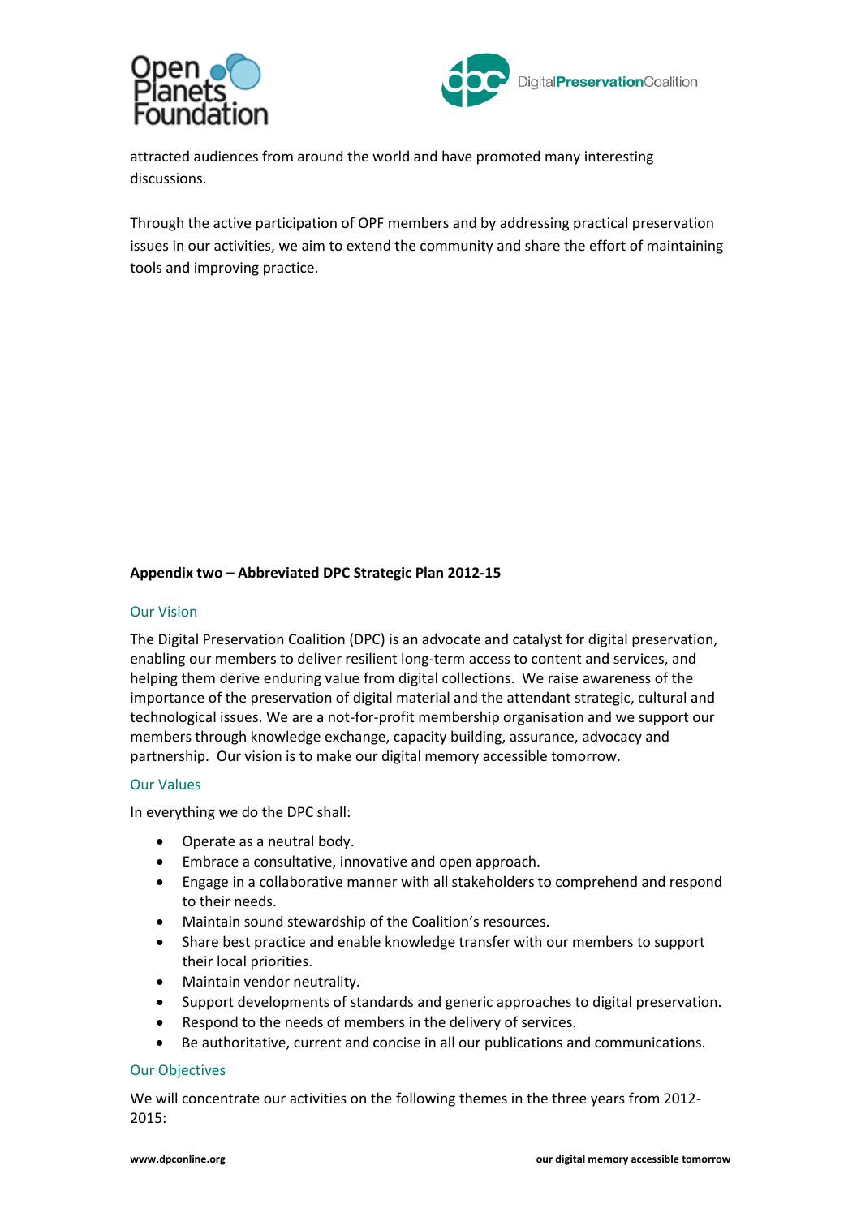attracted audiences from around the world and have promoted many interesting discussions.

Through the active participation of OPF members and by addressing practical preservation issues in our activities, we aim to extend the community and share the effort of maintaining tools and improving practice.

**Appendix two – Abbreviated DPC Strategic Plan 2012-15**

### Our Vision

The Digital Preservation Coalition (DPC) is an advocate and catalyst for digital preservation, enabling our members to deliver resilient long-term access to content and services, and helping them derive enduring value from digital collections. We raise awareness of the importance of the preservation of digital material and the attendant strategic, cultural and technological issues. We are a not-for-profit membership organisation and we support our members through knowledge exchange, capacity building, assurance, advocacy and partnership. Our vision is to make our digital memory accessible tomorrow.

### Our Values

In everything we do the DPC shall:

- Operate as a neutral body.
- Embrace a consultative, innovative and open approach.
- Engage in a collaborative manner with all stakeholders to comprehend and respond to their needs.
- Maintain sound stewardship of the Coalition's resources.
- Share best practice and enable knowledge transfer with our members to support their local priorities.
- Maintain vendor neutrality.
- Support developments of standards and generic approaches to digital preservation.
- Respond to the needs of members in the delivery of services.
- Be authoritative, current and concise in all our publications and communications.

### Our Objectives

We will concentrate our activities on the following themes in the three years from 2012-2015: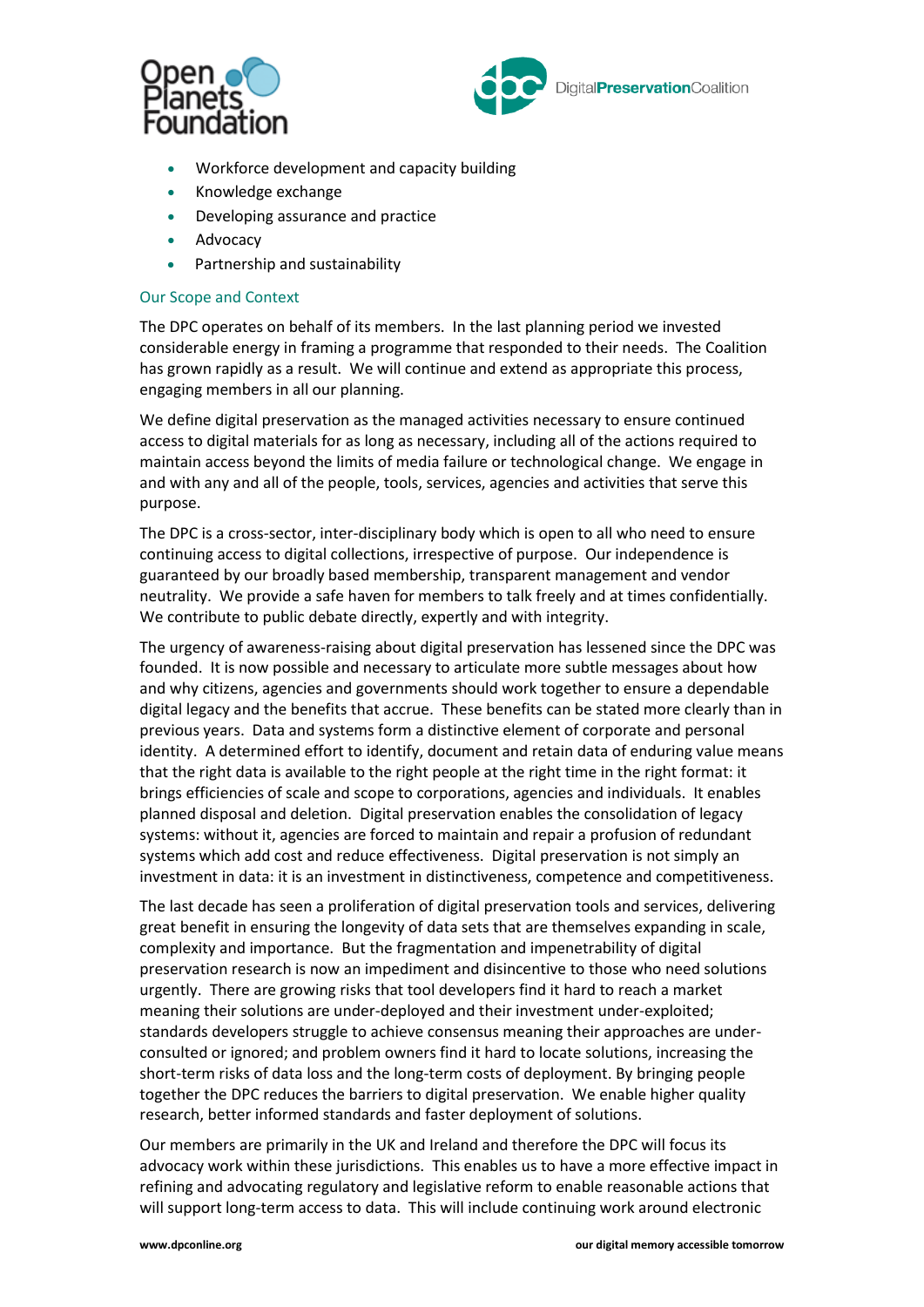- Workforce development and capacity building
- Knowledge exchange
- Developing assurance and practice
- Advocacy
- Partnership and sustainability

## Our Scope and Context

The DPC operates on behalf of its members. In the last planning period we invested considerable energy in framing a programme that responded to their needs. The Coalition has grown rapidly as a result. We will continue and extend as appropriate this process, engaging members in all our planning.

We define digital preservation as the managed activities necessary to ensure continued access to digital materials for as long as necessary, including all of the actions required to maintain access beyond the limits of media failure or technological change. We engage in and with any and all of the people, tools, services, agencies and activities that serve this purpose.

The DPC is a cross-sector, inter-disciplinary body which is open to all who need to ensure continuing access to digital collections, irrespective of purpose. Our independence is guaranteed by our broadly based membership, transparent management and vendor neutrality. We provide a safe haven for members to talk freely and at times confidentially. We contribute to public debate directly, expertly and with integrity.

The urgency of awareness-raising about digital preservation has lessened since the DPC was founded. It is now possible and necessary to articulate more subtle messages about how and why citizens, agencies and governments should work together to ensure a dependable digital legacy and the benefits that accrue. These benefits can be stated more clearly than in previous years. Data and systems form a distinctive element of corporate and personal identity. A determined effort to identify, document and retain data of enduring value means that the right data is available to the right people at the right time in the right format: it brings efficiencies of scale and scope to corporations, agencies and individuals. It enables planned disposal and deletion. Digital preservation enables the consolidation of legacy systems: without it, agencies are forced to maintain and repair a profusion of redundant systems which add cost and reduce effectiveness. Digital preservation is not simply an investment in data: it is an investment in distinctiveness, competence and competitiveness.

The last decade has seen a proliferation of digital preservation tools and services, delivering great benefit in ensuring the longevity of data sets that are themselves expanding in scale, complexity and importance. But the fragmentation and impenetrability of digital preservation research is now an impediment and disincentive to those who need solutions urgently. There are growing risks that tool developers find it hard to reach a market meaning their solutions are under-deployed and their investment under-exploited; standards developers struggle to achieve consensus meaning their approaches are under-consulted or ignored; and problem owners find it hard to locate solutions, increasing the short-term risks of data loss and the long-term costs of deployment. By bringing people together the DPC reduces the barriers to digital preservation. We enable higher quality research, better informed standards and faster deployment of solutions.

Our members are primarily in the UK and Ireland and therefore the DPC will focus its advocacy work within these jurisdictions. This enables us to have a more effective impact in refining and advocating regulatory and legislative reform to enable reasonable actions that will support long-term access to data. This will include continuing work around electronic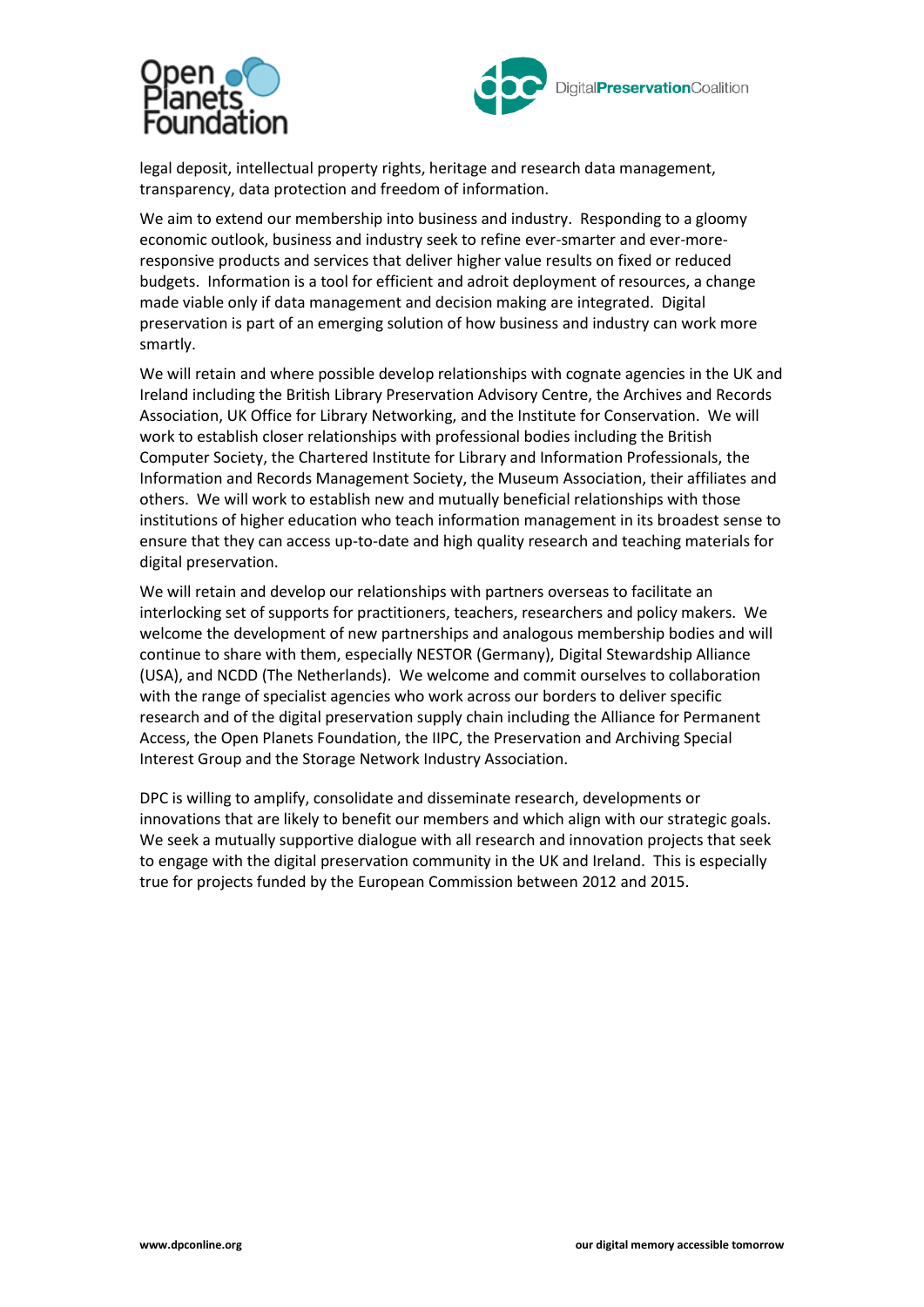legal deposit, intellectual property rights, heritage and research data management, transparency, data protection and freedom of information.

We aim to extend our membership into business and industry. Responding to a gloomy economic outlook, business and industry seek to refine ever-smarter and ever-more-responsive products and services that deliver higher value results on fixed or reduced budgets. Information is a tool for efficient and adroit deployment of resources, a change made viable only if data management and decision making are integrated. Digital preservation is part of an emerging solution of how business and industry can work more smartly.

We will retain and where possible develop relationships with cognate agencies in the UK and Ireland including the British Library Preservation Advisory Centre, the Archives and Records Association, UK Office for Library Networking, and the Institute for Conservation. We will work to establish closer relationships with professional bodies including the British Computer Society, the Chartered Institute for Library and Information Professionals, the Information and Records Management Society, the Museum Association, their affiliates and others. We will work to establish new and mutually beneficial relationships with those institutions of higher education who teach information management in its broadest sense to ensure that they can access up-to-date and high quality research and teaching materials for digital preservation.

We will retain and develop our relationships with partners overseas to facilitate an interlocking set of supports for practitioners, teachers, researchers and policy makers. We welcome the development of new partnerships and analogous membership bodies and will continue to share with them, especially NESTOR (Germany), Digital Stewardship Alliance (USA), and NCDD (The Netherlands). We welcome and commit ourselves to collaboration with the range of specialist agencies who work across our borders to deliver specific research and of the digital preservation supply chain including the Alliance for Permanent Access, the Open Planets Foundation, the IIPC, the Preservation and Archiving Special Interest Group and the Storage Network Industry Association.

DPC is willing to amplify, consolidate and disseminate research, developments or innovations that are likely to benefit our members and which align with our strategic goals. We seek a mutually supportive dialogue with all research and innovation projects that seek to engage with the digital preservation community in the UK and Ireland. This is especially true for projects funded by the European Commission between 2012 and 2015.